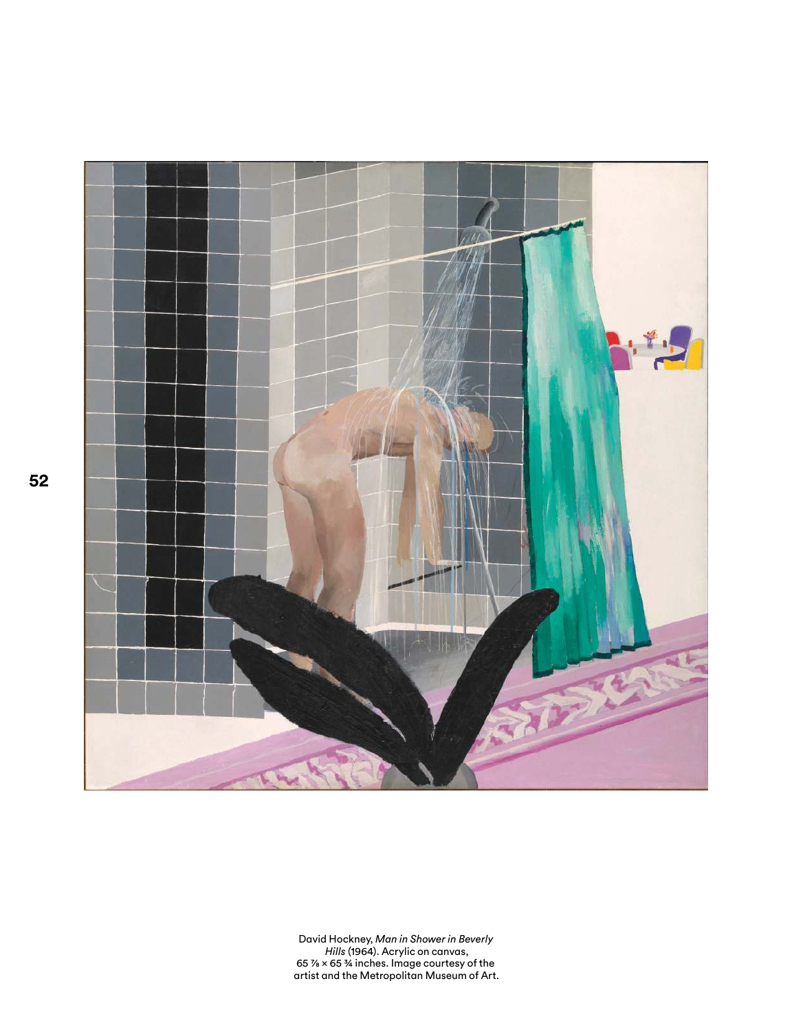David Hockney, *Man in Shower in Beverly Hills* (1964). Acrylic on canvas, 65 ⅞ × 65 ¾ inches. Image courtesy of the artist and the Metropolitan Museum of Art.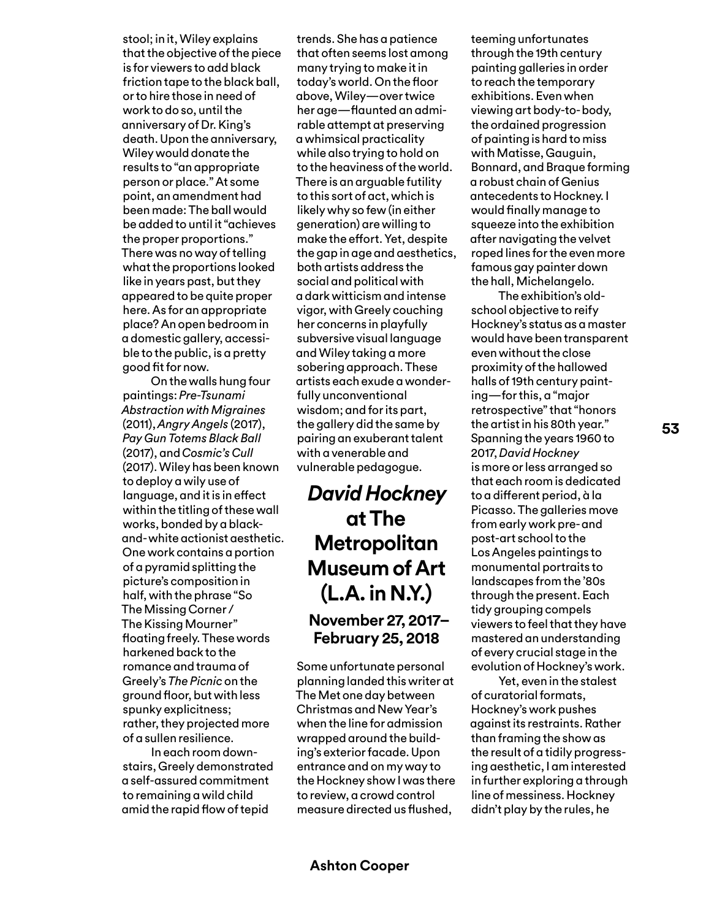stool; in it, Wiley explains that the objective of the piece is for viewers to add black friction tape to the black ball, or to hire those in need of work to do so, until the anniversary of Dr. King's death. Upon the anniversary, Wiley would donate the results to "an appropriate person or place." At some point, an amendment had been made: The ball would be added to until it "achieves the proper proportions." There was no way of telling what the proportions looked like in years past, but they appeared to be quite proper here. As for an appropriate place? An open bedroom in a domestic gallery, accessible to the public, is a pretty good fit for now.

On the walls hung four paintings: *Pre-Tsunami Abstraction with Migraines* (2011), *Angry Angels* (2017), *Pay Gun Totems Black Ball* (2017), and *Cosmic's Cull* (2017). Wiley has been known to deploy a wily use of language, and it is in effect within the titling of these wall works, bonded by a black-and-white actionist aesthetic. One work contains a portion of a pyramid splitting the picture's composition in half, with the phrase "So The Missing Corner / The Kissing Mourner" floating freely. These words harkened back to the romance and trauma of Greely's *The Picnic* on the ground floor, but with less spunky explicitness; rather, they projected more of a sullen resilience.

In each room downstairs, Greely demonstrated a self-assured commitment to remaining a wild child amid the rapid flow of tepid trends. She has a patience that often seems lost among many trying to make it in today's world. On the floor above, Wiley—over twice her age—flaunted an admirable attempt at preserving a whimsical practicality while also trying to hold on to the heaviness of the world. There is an arguable futility to this sort of act, which is likely why so few (in either generation) are willing to make the effort. Yet, despite the gap in age and aesthetics, both artists address the social and political with a dark witticism and intense vigor, with Greely couching her concerns in playfully subversive visual language and Wiley taking a more sobering approach. These artists each exude a wonderfully unconventional wisdom; and for its part, the gallery did the same by pairing an exuberant talent with a venerable and vulnerable pedagogue.

## *David Hockney* at The Metropolitan Museum of Art (L.A. in N.Y.)

### November 27, 2017–February 25, 2018

Some unfortunate personal planning landed this writer at The Met one day between Christmas and New Year's when the line for admission wrapped around the building's exterior facade. Upon entrance and on my way to the Hockney show I was there to review, a crowd control measure directed us flushed, teeming unfortunates through the 19th century painting galleries in order to reach the temporary exhibitions. Even when viewing art body-to-body, the ordained progression of painting is hard to miss with Matisse, Gauguin, Bonnard, and Braque forming a robust chain of Genius antecedents to Hockney. I would finally manage to squeeze into the exhibition after navigating the velvet roped lines for the even more famous gay painter down the hall, Michelangelo.

The exhibition's old-school objective to reify Hockney's status as a master would have been transparent even without the close proximity of the hallowed halls of 19th century painting—for this, a "major retrospective" that "honors the artist in his 80th year." Spanning the years 1960 to 2017, *David Hockney* is more or less arranged so that each room is dedicated to a different period, à la Picasso. The galleries move from early work pre- and post-art school to the Los Angeles paintings to monumental portraits to landscapes from the '80s through the present. Each tidy grouping compels viewers to feel that they have mastered an understanding of every crucial stage in the evolution of Hockney's work.

Yet, even in the stalest of curatorial formats, Hockney's work pushes against its restraints. Rather than framing the show as the result of a tidily progressing aesthetic, I am interested in further exploring a through line of messiness. Hockney didn't play by the rules, he

**Ashton Cooper**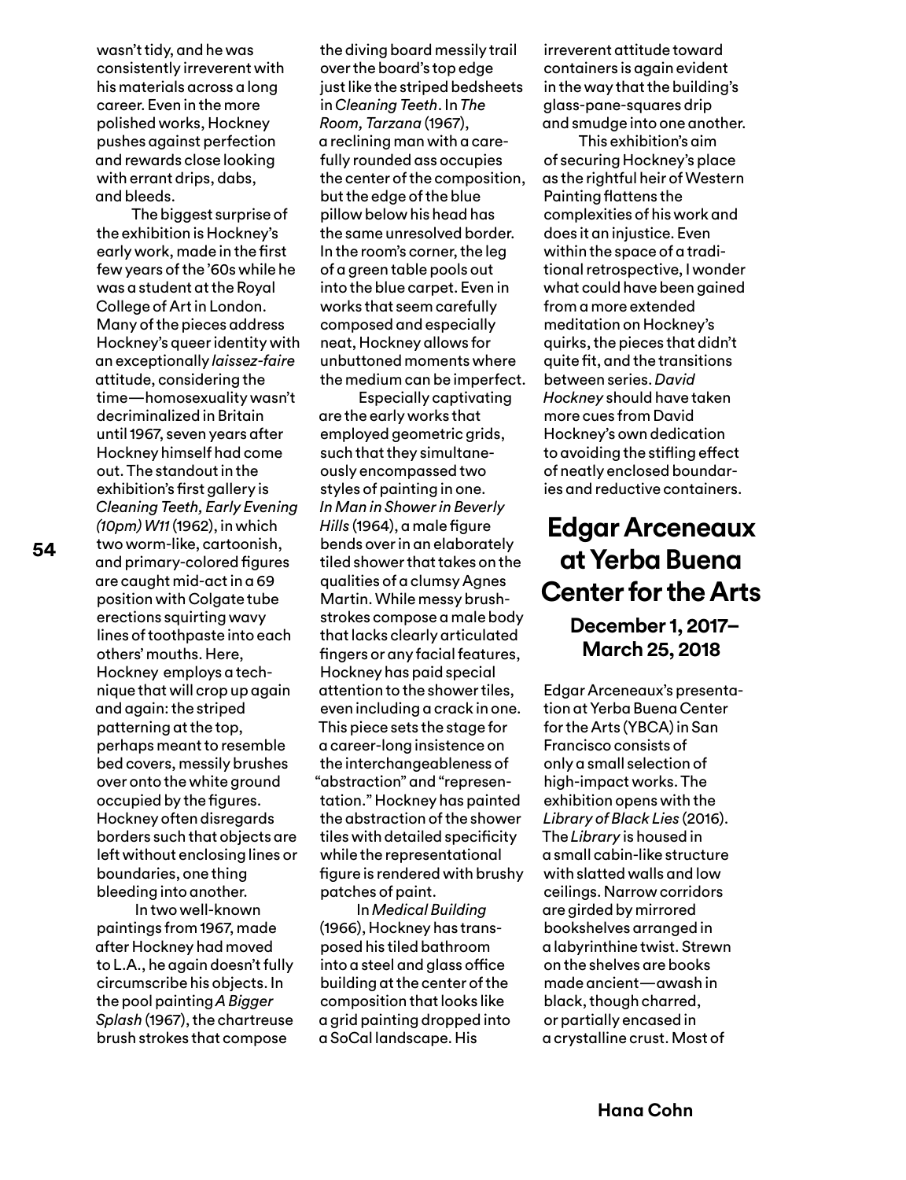wasn't tidy, and he was consistently irreverent with his materials across a long career. Even in the more polished works, Hockney pushes against perfection and rewards close looking with errant drips, dabs, and bleeds.

The biggest surprise of the exhibition is Hockney's early work, made in the first few years of the '60s while he was a student at the Royal College of Art in London. Many of the pieces address Hockney's queer identity with an exceptionally *laissez-faire* attitude, considering the time—homosexuality wasn't decriminalized in Britain until 1967, seven years after Hockney himself had come out. The standout in the exhibition's first gallery is *Cleaning Teeth, Early Evening (10pm) W11* (1962), in which two worm-like, cartoonish, and primary-colored figures are caught mid-act in a 69 position with Colgate tube erections squirting wavy lines of toothpaste into each others' mouths. Here, Hockney employs a technique that will crop up again and again: the striped patterning at the top, perhaps meant to resemble bed covers, messily brushes over onto the white ground occupied by the figures. Hockney often disregards borders such that objects are left without enclosing lines or boundaries, one thing bleeding into another.

In two well-known paintings from 1967, made after Hockney had moved to L.A., he again doesn't fully circumscribe his objects. In the pool painting *A Bigger Splash* (1967), the chartreuse brush strokes that compose the diving board messily trail over the board's top edge just like the striped bedsheets in *Cleaning Teeth*. In *The Room, Tarzana* (1967), a reclining man with a carefully rounded ass occupies the center of the composition, but the edge of the blue pillow below his head has the same unresolved border. In the room's corner, the leg of a green table pools out into the blue carpet. Even in works that seem carefully composed and especially neat, Hockney allows for unbuttoned moments where the medium can be imperfect.

Especially captivating are the early works that employed geometric grids, such that they simultaneously encompassed two styles of painting in one. *In Man in Shower in Beverly Hills* (1964), a male figure bends over in an elaborately tiled shower that takes on the qualities of a clumsy Agnes Martin. While messy brushstrokes compose a male body that lacks clearly articulated fingers or any facial features, Hockney has paid special attention to the shower tiles, even including a crack in one. This piece sets the stage for a career-long insistence on the interchangeableness of "abstraction" and "representation." Hockney has painted the abstraction of the shower tiles with detailed specificity while the representational figure is rendered with brushy patches of paint.

In *Medical Building* (1966), Hockney has transposed his tiled bathroom into a steel and glass office building at the center of the composition that looks like a grid painting dropped into a SoCal landscape. His irreverent attitude toward containers is again evident in the way that the building's glass-pane-squares drip and smudge into one another.

This exhibition's aim of securing Hockney's place as the rightful heir of Western Painting flattens the complexities of his work and does it an injustice. Even within the space of a traditional retrospective, I wonder what could have been gained from a more extended meditation on Hockney's quirks, the pieces that didn't quite fit, and the transitions between series. *David Hockney* should have taken more cues from David Hockney's own dedication to avoiding the stifling effect of neatly enclosed boundaries and reductive containers.

## Edgar Arceneaux at Yerba Buena Center for the Arts

### December 1, 2017–March 25, 2018

Edgar Arceneaux's presentation at Yerba Buena Center for the Arts (YBCA) in San Francisco consists of only a small selection of high-impact works. The exhibition opens with the *Library of Black Lies* (2016). The *Library* is housed in a small cabin-like structure with slatted walls and low ceilings. Narrow corridors are girded by mirrored bookshelves arranged in a labyrinthine twist. Strewn on the shelves are books made ancient—awash in black, though charred, or partially encased in a crystalline crust. Most of

**Hana Cohn**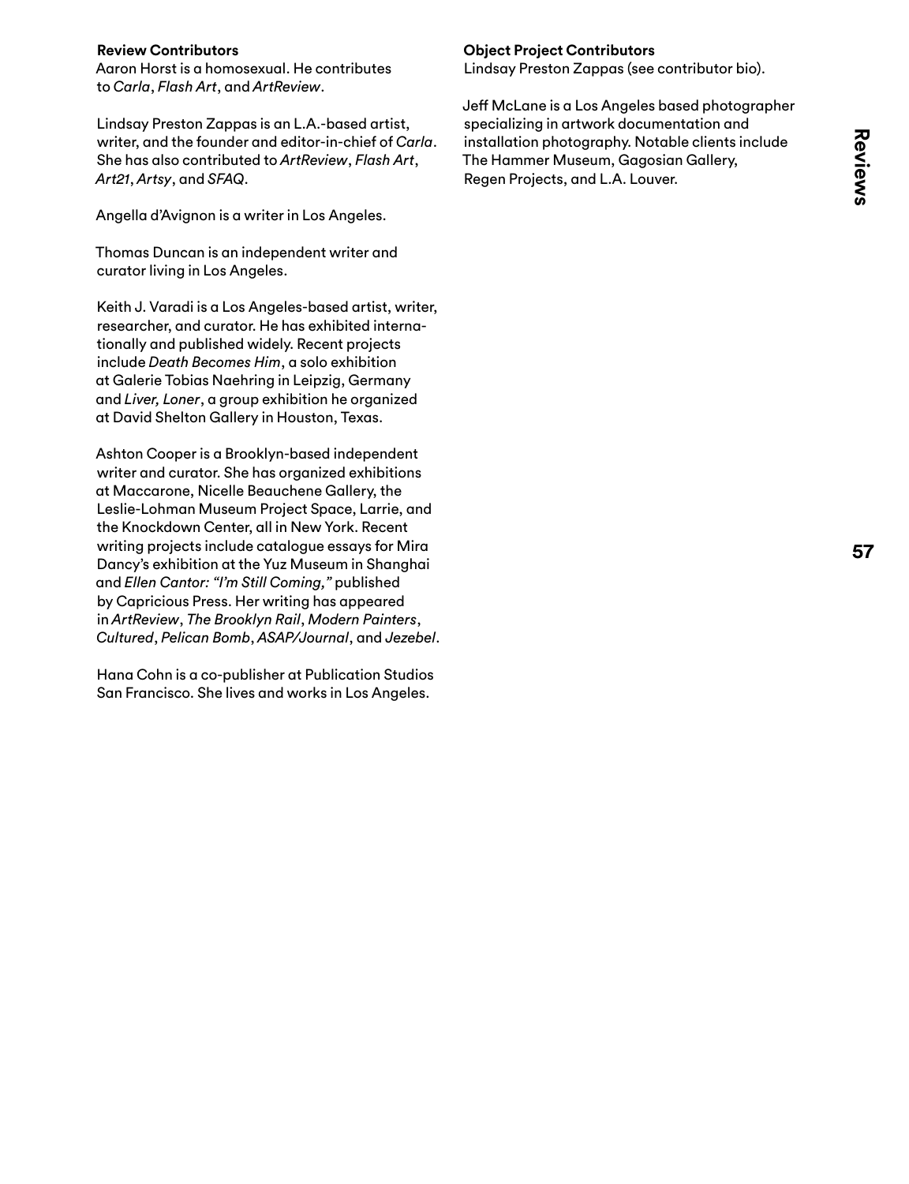**Review Contributors**

Aaron Horst is a homosexual. He contributes to *Carla*, *Flash Art*, and *ArtReview*.

Lindsay Preston Zappas is an L.A.-based artist, writer, and the founder and editor-in-chief of *Carla*. She has also contributed to *ArtReview*, *Flash Art*, *Art21*, *Artsy*, and *SFAQ*.

Angella d'Avignon is a writer in Los Angeles.

Thomas Duncan is an independent writer and curator living in Los Angeles.

Keith J. Varadi is a Los Angeles-based artist, writer, researcher, and curator. He has exhibited internationally and published widely. Recent projects include *Death Becomes Him*, a solo exhibition at Galerie Tobias Naehring in Leipzig, Germany and *Liver, Loner*, a group exhibition he organized at David Shelton Gallery in Houston, Texas.

Ashton Cooper is a Brooklyn-based independent writer and curator. She has organized exhibitions at Maccarone, Nicelle Beauchene Gallery, the Leslie-Lohman Museum Project Space, Larrie, and the Knockdown Center, all in New York. Recent writing projects include catalogue essays for Mira Dancy's exhibition at the Yuz Museum in Shanghai and *Ellen Cantor: "I'm Still Coming,"* published by Capricious Press. Her writing has appeared in *ArtReview*, *The Brooklyn Rail*, *Modern Painters*, *Cultured*, *Pelican Bomb*, *ASAP/Journal*, and *Jezebel*.

Hana Cohn is a co-publisher at Publication Studios San Francisco. She lives and works in Los Angeles.

**Object Project Contributors**

Lindsay Preston Zappas (see contributor bio).

Jeff McLane is a Los Angeles based photographer specializing in artwork documentation and installation photography. Notable clients include The Hammer Museum, Gagosian Gallery, Regen Projects, and L.A. Louver.